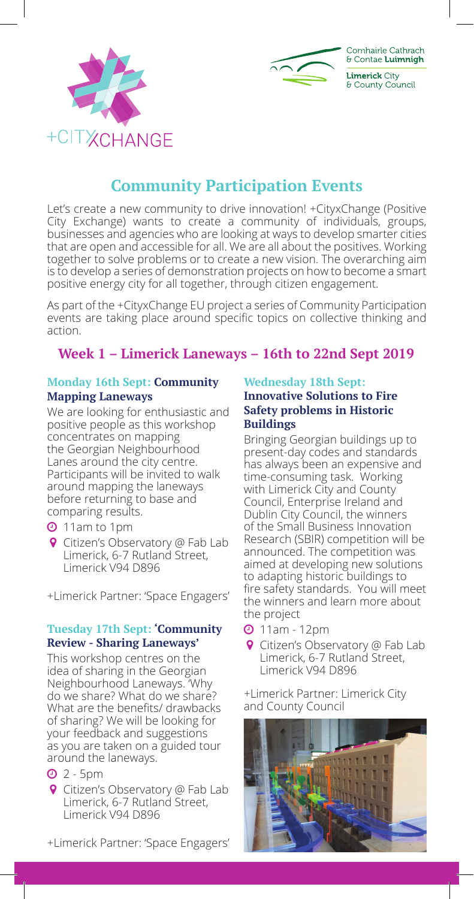+CITYxCHANGE

Comhairle Cathrach & Contae Luimnigh

Limerick City & County Council

# Community Participation Events

Let's create a new community to drive innovation! +CityxChange (Positive City Exchange) wants to create a community of individuals, groups, businesses and agencies who are looking at ways to develop smarter cities that are open and accessible for all. We are all about the positives. Working together to solve problems or to create a new vision. The overarching aim is to develop a series of demonstration projects on how to become a smart positive energy city for all together, through citizen engagement.

As part of the +CityxChange EU project a series of Community Participation events are taking place around specific topics on collective thinking and action.

## Week 1 – Limerick Laneways – 16th to 22nd Sept 2019

### Monday 16th Sept: Community Mapping Laneways

We are looking for enthusiastic and positive people as this workshop concentrates on mapping the Georgian Neighbourhood Lanes around the city centre. Participants will be invited to walk around mapping the laneways before returning to base and comparing results.

- 11am to 1pm
- Citizen's Observatory @ Fab Lab Limerick, 6-7 Rutland Street, Limerick V94 D896

+Limerick Partner: 'Space Engagers'

### Tuesday 17th Sept: 'Community Review - Sharing Laneways'

This workshop centres on the idea of sharing in the Georgian Neighbourhood Laneways. 'Why do we share? What do we share? What are the benefits/ drawbacks of sharing? We will be looking for your feedback and suggestions as you are taken on a guided tour around the laneways.

- 2 - 5pm
- Citizen's Observatory @ Fab Lab Limerick, 6-7 Rutland Street, Limerick V94 D896

+Limerick Partner: 'Space Engagers'

### Wednesday 18th Sept: Innovative Solutions to Fire Safety problems in Historic Buildings

Bringing Georgian buildings up to present-day codes and standards has always been an expensive and time-consuming task. Working with Limerick City and County Council, Enterprise Ireland and Dublin City Council, the winners of the Small Business Innovation Research (SBIR) competition will be announced. The competition was aimed at developing new solutions to adapting historic buildings to fire safety standards. You will meet the winners and learn more about the project

- 11am - 12pm
- Citizen's Observatory @ Fab Lab Limerick, 6-7 Rutland Street, Limerick V94 D896

+Limerick Partner: Limerick City and County Council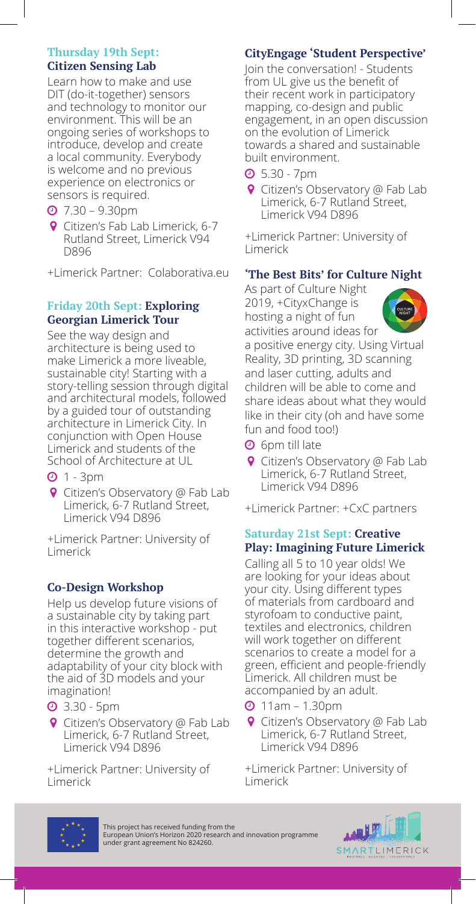### Thursday 19th Sept: Citizen Sensing Lab

Learn how to make and use DIT (do-it-together) sensors and technology to monitor our environment. This will be an ongoing series of workshops to introduce, develop and create a local community. Everybody is welcome and no previous experience on electronics or sensors is required.

- 7.30 – 9.30pm
- Citizen's Fab Lab Limerick, 6-7 Rutland Street, Limerick V94 D896

+Limerick Partner: Colaborativa.eu

### Friday 20th Sept: Exploring Georgian Limerick Tour

See the way design and architecture is being used to make Limerick a more liveable, sustainable city! Starting with a story-telling session through digital and architectural models, followed by a guided tour of outstanding architecture in Limerick City. In conjunction with Open House Limerick and students of the School of Architecture at UL

- 1 - 3pm
- Citizen's Observatory @ Fab Lab Limerick, 6-7 Rutland Street, Limerick V94 D896

+Limerick Partner: University of Limerick

### Co-Design Workshop

Help us develop future visions of a sustainable city by taking part in this interactive workshop - put together different scenarios, determine the growth and adaptability of your city block with the aid of 3D models and your imagination!

- 3.30 - 5pm
- Citizen's Observatory @ Fab Lab Limerick, 6-7 Rutland Street, Limerick V94 D896

+Limerick Partner: University of Limerick

### CityEngage 'Student Perspective'

Join the conversation! - Students from UL give us the benefit of their recent work in participatory mapping, co-design and public engagement, in an open discussion on the evolution of Limerick towards a shared and sustainable built environment.

- 5.30 - 7pm
- Citizen's Observatory @ Fab Lab Limerick, 6-7 Rutland Street, Limerick V94 D896

+Limerick Partner: University of Limerick

### 'The Best Bits' for Culture Night

As part of Culture Night 2019, +CityxChange is hosting a night of fun activities around ideas for a positive energy city. Using Virtual Reality, 3D printing, 3D scanning and laser cutting, adults and children will be able to come and share ideas about what they would like in their city (oh and have some fun and food too!)

- 6pm till late
- Citizen's Observatory @ Fab Lab Limerick, 6-7 Rutland Street, Limerick V94 D896

+Limerick Partner: +CxC partners

### Saturday 21st Sept: Creative Play: Imagining Future Limerick

Calling all 5 to 10 year olds! We are looking for your ideas about your city. Using different types of materials from cardboard and styrofoam to conductive paint, textiles and electronics, children will work together on different scenarios to create a model for a green, efficient and people-friendly Limerick. All children must be accompanied by an adult.

- 11am – 1.30pm
- Citizen's Observatory @ Fab Lab Limerick, 6-7 Rutland Street, Limerick V94 D896

+Limerick Partner: University of Limerick

This project has received funding from the European Union's Horizon 2020 research and innovation programme under grant agreement No 824260.

SMARTLIMERICK